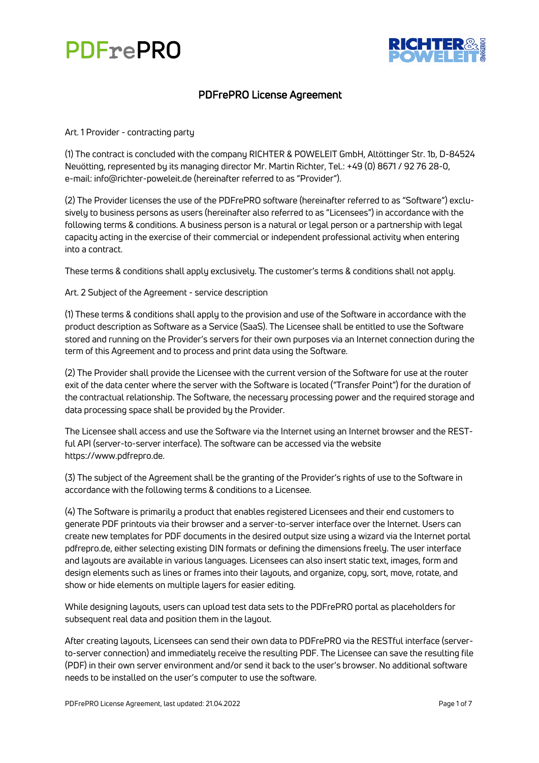# PDFrePRO License Agreement

Art. 1 Provider - contracting party

(1) The contract is concluded with the company RICHTER & POWELEIT GmbH, Altöttinger Str. 1b, D-84524 Neuötting, represented by its managing director Mr. Martin Richter, Tel.: +49 (0) 8671 / 92 76 28-0, e-mail: info@richter-poweleit.de (hereinafter referred to as "Provider").

(2) The Provider licenses the use of the PDFrePRO software (hereinafter referred to as "Software") exclusively to business persons as users (hereinafter also referred to as "Licensees") in accordance with the following terms & conditions. A business person is a natural or legal person or a partnership with legal capacity acting in the exercise of their commercial or independent professional activity when entering into a contract.

These terms & conditions shall apply exclusively. The customer's terms & conditions shall not apply.

Art. 2 Subject of the Agreement - service description

(1) These terms & conditions shall apply to the provision and use of the Software in accordance with the product description as Software as a Service (SaaS). The Licensee shall be entitled to use the Software stored and running on the Provider's servers for their own purposes via an Internet connection during the term of this Agreement and to process and print data using the Software.

(2) The Provider shall provide the Licensee with the current version of the Software for use at the router exit of the data center where the server with the Software is located ("Transfer Point") for the duration of the contractual relationship. The Software, the necessary processing power and the required storage and data processing space shall be provided by the Provider.

The Licensee shall access and use the Software via the Internet using an Internet browser and the RESTful API (server-to-server interface). The software can be accessed via the website https://www.pdfrepro.de.

(3) The subject of the Agreement shall be the granting of the Provider's rights of use to the Software in accordance with the following terms & conditions to a Licensee.

(4) The Software is primarily a product that enables registered Licensees and their end customers to generate PDF printouts via their browser and a server-to-server interface over the Internet. Users can create new templates for PDF documents in the desired output size using a wizard via the Internet portal pdfrepro.de, either selecting existing DIN formats or defining the dimensions freely. The user interface and layouts are available in various languages. Licensees can also insert static text, images, form and design elements such as lines or frames into their layouts, and organize, copy, sort, move, rotate, and show or hide elements on multiple layers for easier editing.

While designing layouts, users can upload test data sets to the PDFrePRO portal as placeholders for subsequent real data and position them in the layout.

After creating layouts, Licensees can send their own data to PDFrePRO via the RESTful interface (server-to-server connection) and immediately receive the resulting PDF. The Licensee can save the resulting file (PDF) in their own server environment and/or send it back to the user's browser. No additional software needs to be installed on the user's computer to use the software.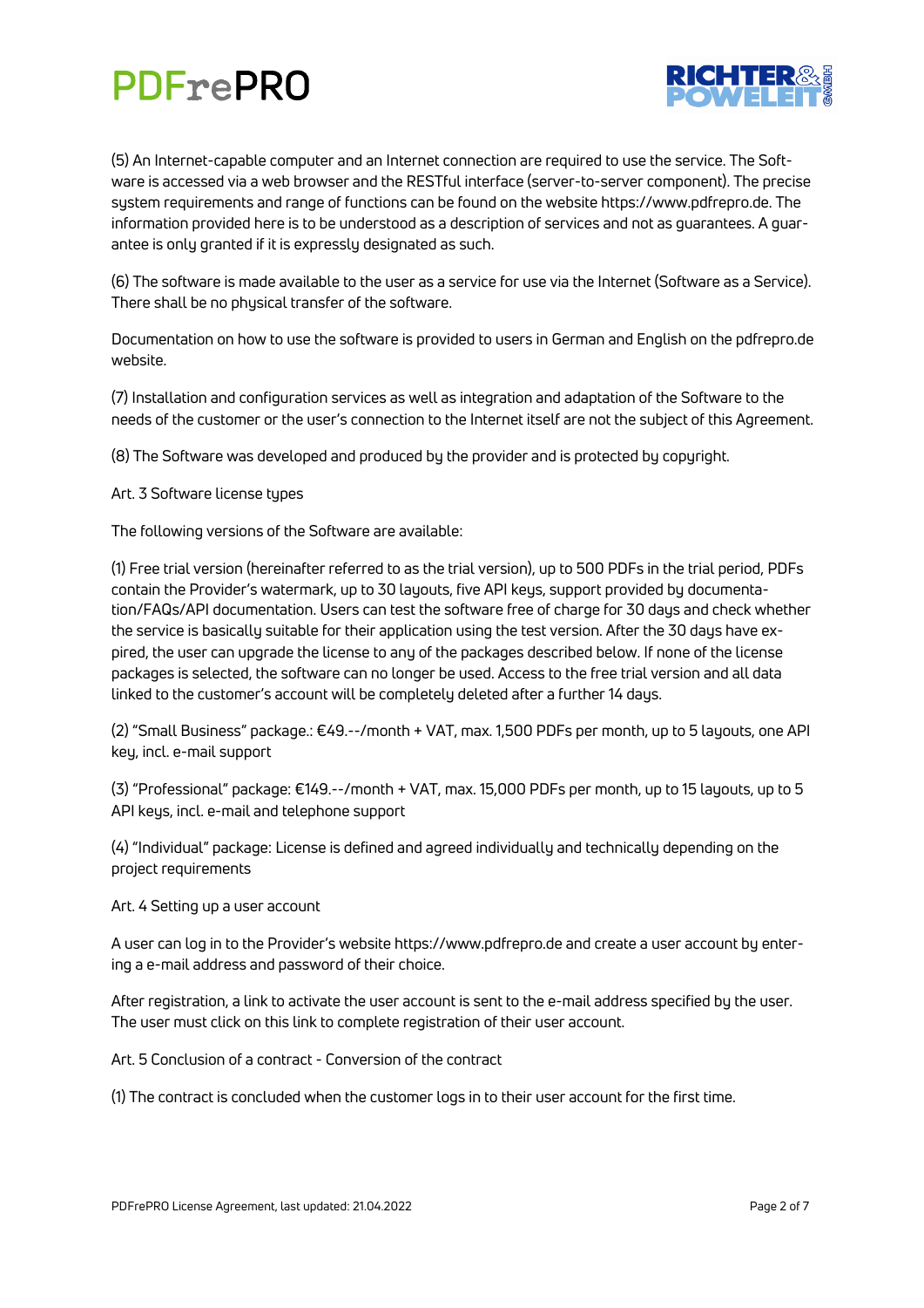(5) An Internet-capable computer and an Internet connection are required to use the service. The Software is accessed via a web browser and the RESTful interface (server-to-server component). The precise system requirements and range of functions can be found on the website https://www.pdfrepro.de. The information provided here is to be understood as a description of services and not as guarantees. A guarantee is only granted if it is expressly designated as such.

(6) The software is made available to the user as a service for use via the Internet (Software as a Service). There shall be no physical transfer of the software.

Documentation on how to use the software is provided to users in German and English on the pdfrepro.de website.

(7) Installation and configuration services as well as integration and adaptation of the Software to the needs of the customer or the user's connection to the Internet itself are not the subject of this Agreement.

(8) The Software was developed and produced by the provider and is protected by copyright.

## Art. 3 Software license types

The following versions of the Software are available:

(1) Free trial version (hereinafter referred to as the trial version), up to 500 PDFs in the trial period, PDFs contain the Provider's watermark, up to 30 layouts, five API keys, support provided by documentation/FAQs/API documentation. Users can test the software free of charge for 30 days and check whether the service is basically suitable for their application using the test version. After the 30 days have expired, the user can upgrade the license to any of the packages described below. If none of the license packages is selected, the software can no longer be used. Access to the free trial version and all data linked to the customer's account will be completely deleted after a further 14 days.

(2) "Small Business" package.: €49.--/month + VAT, max. 1,500 PDFs per month, up to 5 layouts, one API key, incl. e-mail support

(3) "Professional" package: €149.--/month + VAT, max. 15,000 PDFs per month, up to 15 layouts, up to 5 API keys, incl. e-mail and telephone support

(4) "Individual" package: License is defined and agreed individually and technically depending on the project requirements

## Art. 4 Setting up a user account

A user can log in to the Provider's website https://www.pdfrepro.de and create a user account by entering a e-mail address and password of their choice.

After registration, a link to activate the user account is sent to the e-mail address specified by the user. The user must click on this link to complete registration of their user account.

## Art. 5 Conclusion of a contract - Conversion of the contract

(1) The contract is concluded when the customer logs in to their user account for the first time.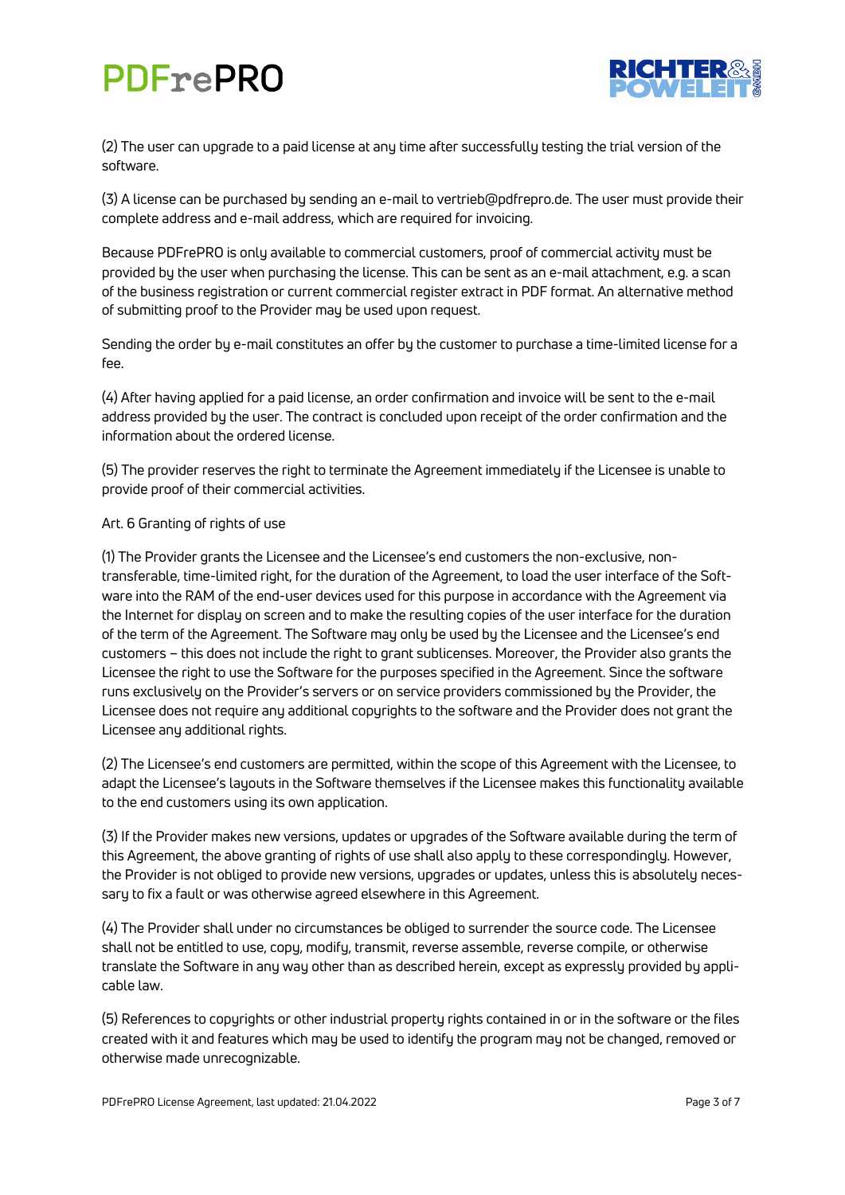(2) The user can upgrade to a paid license at any time after successfully testing the trial version of the software.

(3) A license can be purchased by sending an e-mail to vertrieb@pdfrepro.de. The user must provide their complete address and e-mail address, which are required for invoicing.

Because PDFrePRO is only available to commercial customers, proof of commercial activity must be provided by the user when purchasing the license. This can be sent as an e-mail attachment, e.g. a scan of the business registration or current commercial register extract in PDF format. An alternative method of submitting proof to the Provider may be used upon request.

Sending the order by e-mail constitutes an offer by the customer to purchase a time-limited license for a fee.

(4) After having applied for a paid license, an order confirmation and invoice will be sent to the e-mail address provided by the user. The contract is concluded upon receipt of the order confirmation and the information about the ordered license.

(5) The provider reserves the right to terminate the Agreement immediately if the Licensee is unable to provide proof of their commercial activities.

Art. 6 Granting of rights of use

(1) The Provider grants the Licensee and the Licensee's end customers the non-exclusive, non-transferable, time-limited right, for the duration of the Agreement, to load the user interface of the Software into the RAM of the end-user devices used for this purpose in accordance with the Agreement via the Internet for display on screen and to make the resulting copies of the user interface for the duration of the term of the Agreement. The Software may only be used by the Licensee and the Licensee's end customers – this does not include the right to grant sublicenses. Moreover, the Provider also grants the Licensee the right to use the Software for the purposes specified in the Agreement. Since the software runs exclusively on the Provider's servers or on service providers commissioned by the Provider, the Licensee does not require any additional copyrights to the software and the Provider does not grant the Licensee any additional rights.

(2) The Licensee's end customers are permitted, within the scope of this Agreement with the Licensee, to adapt the Licensee's layouts in the Software themselves if the Licensee makes this functionality available to the end customers using its own application.

(3) If the Provider makes new versions, updates or upgrades of the Software available during the term of this Agreement, the above granting of rights of use shall also apply to these correspondingly. However, the Provider is not obliged to provide new versions, upgrades or updates, unless this is absolutely necessary to fix a fault or was otherwise agreed elsewhere in this Agreement.

(4) The Provider shall under no circumstances be obliged to surrender the source code. The Licensee shall not be entitled to use, copy, modify, transmit, reverse assemble, reverse compile, or otherwise translate the Software in any way other than as described herein, except as expressly provided by applicable law.

(5) References to copyrights or other industrial property rights contained in or in the software or the files created with it and features which may be used to identify the program may not be changed, removed or otherwise made unrecognizable.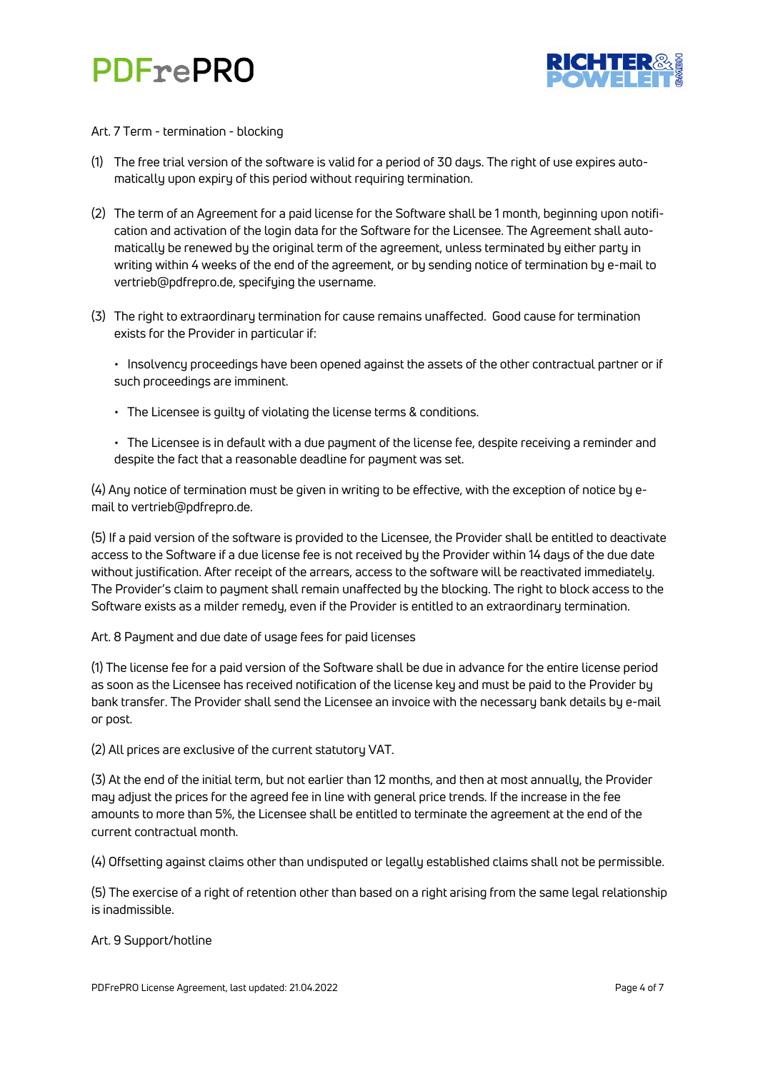Art. 7 Term - termination - blocking

(1) The free trial version of the software is valid for a period of 30 days. The right of use expires automatically upon expiry of this period without requiring termination.

(2) The term of an Agreement for a paid license for the Software shall be 1 month, beginning upon notification and activation of the login data for the Software for the Licensee. The Agreement shall automatically be renewed by the original term of the agreement, unless terminated by either party in writing within 4 weeks of the end of the agreement, or by sending notice of termination by e-mail to vertrieb@pdfrepro.de, specifying the username.

(3) The right to extraordinary termination for cause remains unaffected. Good cause for termination exists for the Provider in particular if:

- Insolvency proceedings have been opened against the assets of the other contractual partner or if such proceedings are imminent.
- The Licensee is guilty of violating the license terms & conditions.
- The Licensee is in default with a due payment of the license fee, despite receiving a reminder and despite the fact that a reasonable deadline for payment was set.

(4) Any notice of termination must be given in writing to be effective, with the exception of notice by e-mail to vertrieb@pdfrepro.de.

(5) If a paid version of the software is provided to the Licensee, the Provider shall be entitled to deactivate access to the Software if a due license fee is not received by the Provider within 14 days of the due date without justification. After receipt of the arrears, access to the software will be reactivated immediately. The Provider's claim to payment shall remain unaffected by the blocking. The right to block access to the Software exists as a milder remedy, even if the Provider is entitled to an extraordinary termination.

Art. 8 Payment and due date of usage fees for paid licenses

(1) The license fee for a paid version of the Software shall be due in advance for the entire license period as soon as the Licensee has received notification of the license key and must be paid to the Provider by bank transfer. The Provider shall send the Licensee an invoice with the necessary bank details by e-mail or post.

(2) All prices are exclusive of the current statutory VAT.

(3) At the end of the initial term, but not earlier than 12 months, and then at most annually, the Provider may adjust the prices for the agreed fee in line with general price trends. If the increase in the fee amounts to more than 5%, the Licensee shall be entitled to terminate the agreement at the end of the current contractual month.

(4) Offsetting against claims other than undisputed or legally established claims shall not be permissible.

(5) The exercise of a right of retention other than based on a right arising from the same legal relationship is inadmissible.

Art. 9 Support/hotline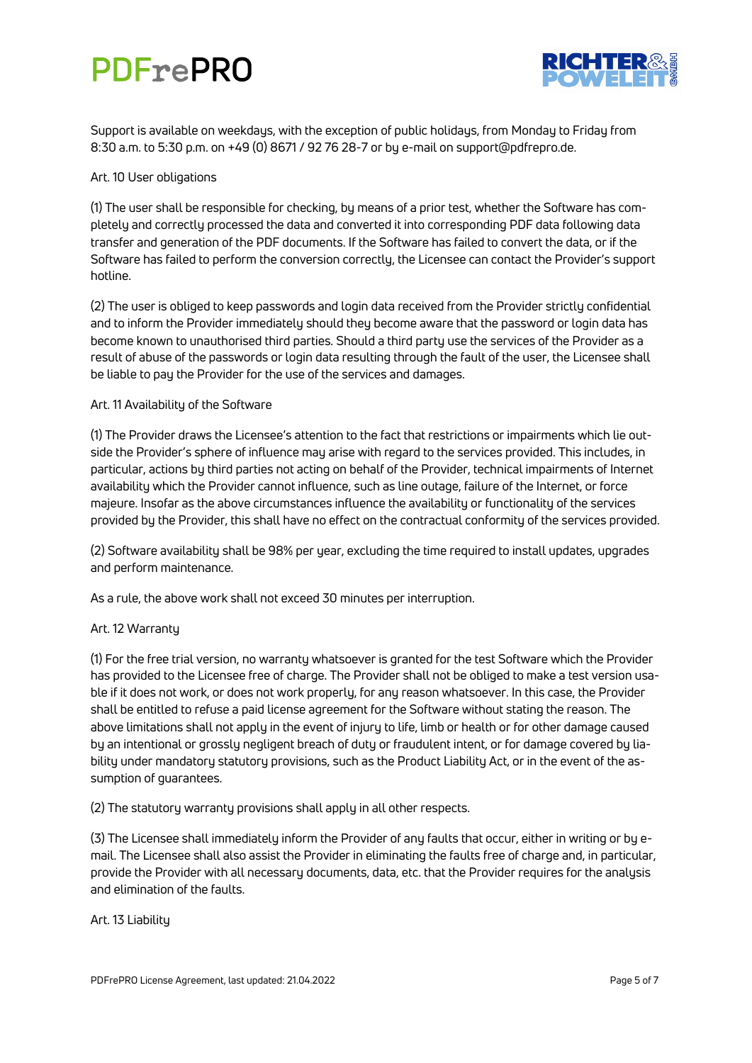Support is available on weekdays, with the exception of public holidays, from Monday to Friday from 8:30 a.m. to 5:30 p.m. on +49 (0) 8671 / 92 76 28-7 or by e-mail on support@pdfrepro.de.

Art. 10 User obligations

(1) The user shall be responsible for checking, by means of a prior test, whether the Software has completely and correctly processed the data and converted it into corresponding PDF data following data transfer and generation of the PDF documents. If the Software has failed to convert the data, or if the Software has failed to perform the conversion correctly, the Licensee can contact the Provider's support hotline.

(2) The user is obliged to keep passwords and login data received from the Provider strictly confidential and to inform the Provider immediately should they become aware that the password or login data has become known to unauthorised third parties. Should a third party use the services of the Provider as a result of abuse of the passwords or login data resulting through the fault of the user, the Licensee shall be liable to pay the Provider for the use of the services and damages.

Art. 11 Availability of the Software

(1) The Provider draws the Licensee's attention to the fact that restrictions or impairments which lie outside the Provider's sphere of influence may arise with regard to the services provided. This includes, in particular, actions by third parties not acting on behalf of the Provider, technical impairments of Internet availability which the Provider cannot influence, such as line outage, failure of the Internet, or force majeure. Insofar as the above circumstances influence the availability or functionality of the services provided by the Provider, this shall have no effect on the contractual conformity of the services provided.

(2) Software availability shall be 98% per year, excluding the time required to install updates, upgrades and perform maintenance.

As a rule, the above work shall not exceed 30 minutes per interruption.

Art. 12 Warranty

(1) For the free trial version, no warranty whatsoever is granted for the test Software which the Provider has provided to the Licensee free of charge. The Provider shall not be obliged to make a test version usable if it does not work, or does not work properly, for any reason whatsoever. In this case, the Provider shall be entitled to refuse a paid license agreement for the Software without stating the reason. The above limitations shall not apply in the event of injury to life, limb or health or for other damage caused by an intentional or grossly negligent breach of duty or fraudulent intent, or for damage covered by liability under mandatory statutory provisions, such as the Product Liability Act, or in the event of the assumption of guarantees.

(2) The statutory warranty provisions shall apply in all other respects.

(3) The Licensee shall immediately inform the Provider of any faults that occur, either in writing or by e-mail. The Licensee shall also assist the Provider in eliminating the faults free of charge and, in particular, provide the Provider with all necessary documents, data, etc. that the Provider requires for the analysis and elimination of the faults.

Art. 13 Liability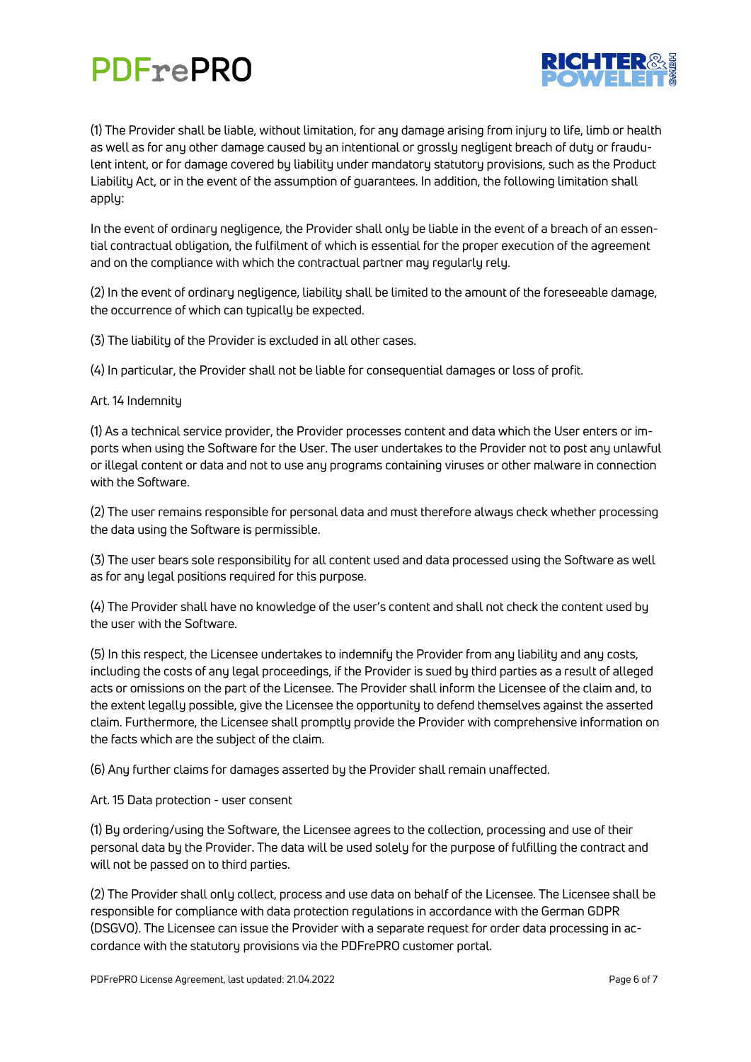(1) The Provider shall be liable, without limitation, for any damage arising from injury to life, limb or health as well as for any other damage caused by an intentional or grossly negligent breach of duty or fraudulent intent, or for damage covered by liability under mandatory statutory provisions, such as the Product Liability Act, or in the event of the assumption of guarantees. In addition, the following limitation shall apply:

In the event of ordinary negligence, the Provider shall only be liable in the event of a breach of an essential contractual obligation, the fulfilment of which is essential for the proper execution of the agreement and on the compliance with which the contractual partner may regularly rely.

(2) In the event of ordinary negligence, liability shall be limited to the amount of the foreseeable damage, the occurrence of which can typically be expected.

(3) The liability of the Provider is excluded in all other cases.

(4) In particular, the Provider shall not be liable for consequential damages or loss of profit.

Art. 14 Indemnity

(1) As a technical service provider, the Provider processes content and data which the User enters or imports when using the Software for the User. The user undertakes to the Provider not to post any unlawful or illegal content or data and not to use any programs containing viruses or other malware in connection with the Software.

(2) The user remains responsible for personal data and must therefore always check whether processing the data using the Software is permissible.

(3) The user bears sole responsibility for all content used and data processed using the Software as well as for any legal positions required for this purpose.

(4) The Provider shall have no knowledge of the user's content and shall not check the content used by the user with the Software.

(5) In this respect, the Licensee undertakes to indemnify the Provider from any liability and any costs, including the costs of any legal proceedings, if the Provider is sued by third parties as a result of alleged acts or omissions on the part of the Licensee. The Provider shall inform the Licensee of the claim and, to the extent legally possible, give the Licensee the opportunity to defend themselves against the asserted claim. Furthermore, the Licensee shall promptly provide the Provider with comprehensive information on the facts which are the subject of the claim.

(6) Any further claims for damages asserted by the Provider shall remain unaffected.

Art. 15 Data protection - user consent

(1) By ordering/using the Software, the Licensee agrees to the collection, processing and use of their personal data by the Provider. The data will be used solely for the purpose of fulfilling the contract and will not be passed on to third parties.

(2) The Provider shall only collect, process and use data on behalf of the Licensee. The Licensee shall be responsible for compliance with data protection regulations in accordance with the German GDPR (DSGVO). The Licensee can issue the Provider with a separate request for order data processing in accordance with the statutory provisions via the PDFrePRO customer portal.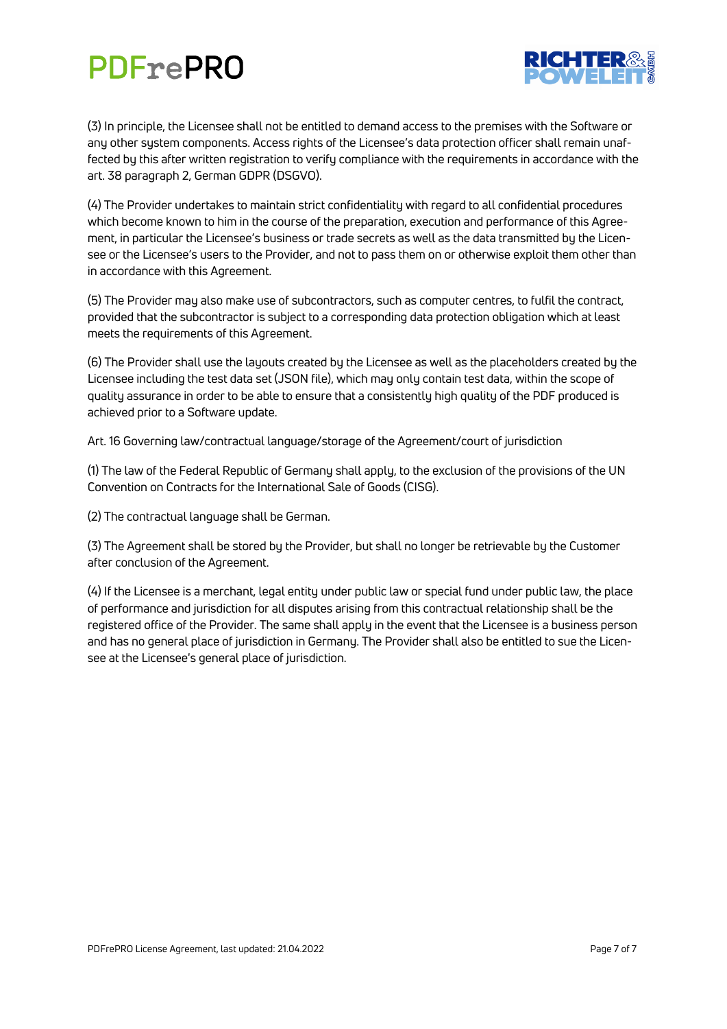(3) In principle, the Licensee shall not be entitled to demand access to the premises with the Software or any other system components. Access rights of the Licensee's data protection officer shall remain unaffected by this after written registration to verify compliance with the requirements in accordance with the art. 38 paragraph 2, German GDPR (DSGVO).

(4) The Provider undertakes to maintain strict confidentiality with regard to all confidential procedures which become known to him in the course of the preparation, execution and performance of this Agreement, in particular the Licensee's business or trade secrets as well as the data transmitted by the Licensee or the Licensee's users to the Provider, and not to pass them on or otherwise exploit them other than in accordance with this Agreement.

(5) The Provider may also make use of subcontractors, such as computer centres, to fulfil the contract, provided that the subcontractor is subject to a corresponding data protection obligation which at least meets the requirements of this Agreement.

(6) The Provider shall use the layouts created by the Licensee as well as the placeholders created by the Licensee including the test data set (JSON file), which may only contain test data, within the scope of quality assurance in order to be able to ensure that a consistently high quality of the PDF produced is achieved prior to a Software update.

## Art. 16 Governing law/contractual language/storage of the Agreement/court of jurisdiction

(1) The law of the Federal Republic of Germany shall apply, to the exclusion of the provisions of the UN Convention on Contracts for the International Sale of Goods (CISG).

(2) The contractual language shall be German.

(3) The Agreement shall be stored by the Provider, but shall no longer be retrievable by the Customer after conclusion of the Agreement.

(4) If the Licensee is a merchant, legal entity under public law or special fund under public law, the place of performance and jurisdiction for all disputes arising from this contractual relationship shall be the registered office of the Provider. The same shall apply in the event that the Licensee is a business person and has no general place of jurisdiction in Germany. The Provider shall also be entitled to sue the Licensee at the Licensee's general place of jurisdiction.